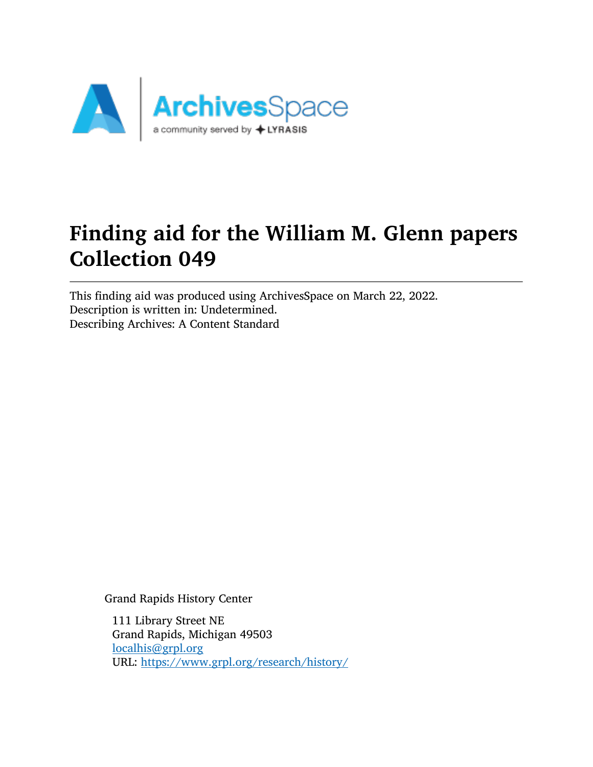# Finding aid for the William M. Glenn papers Collection 049

---

This finding aid was produced using ArchivesSpace on March 22, 2022.
Description is written in: Undetermined.
Describing Archives: A Content Standard

Grand Rapids History Center

111 Library Street NE
Grand Rapids, Michigan 49503
[localhis@grpl.org](mailto:localhis@grpl.org)
URL: [https://www.grpl.org/research/history/](https://www.grpl.org/research/history/)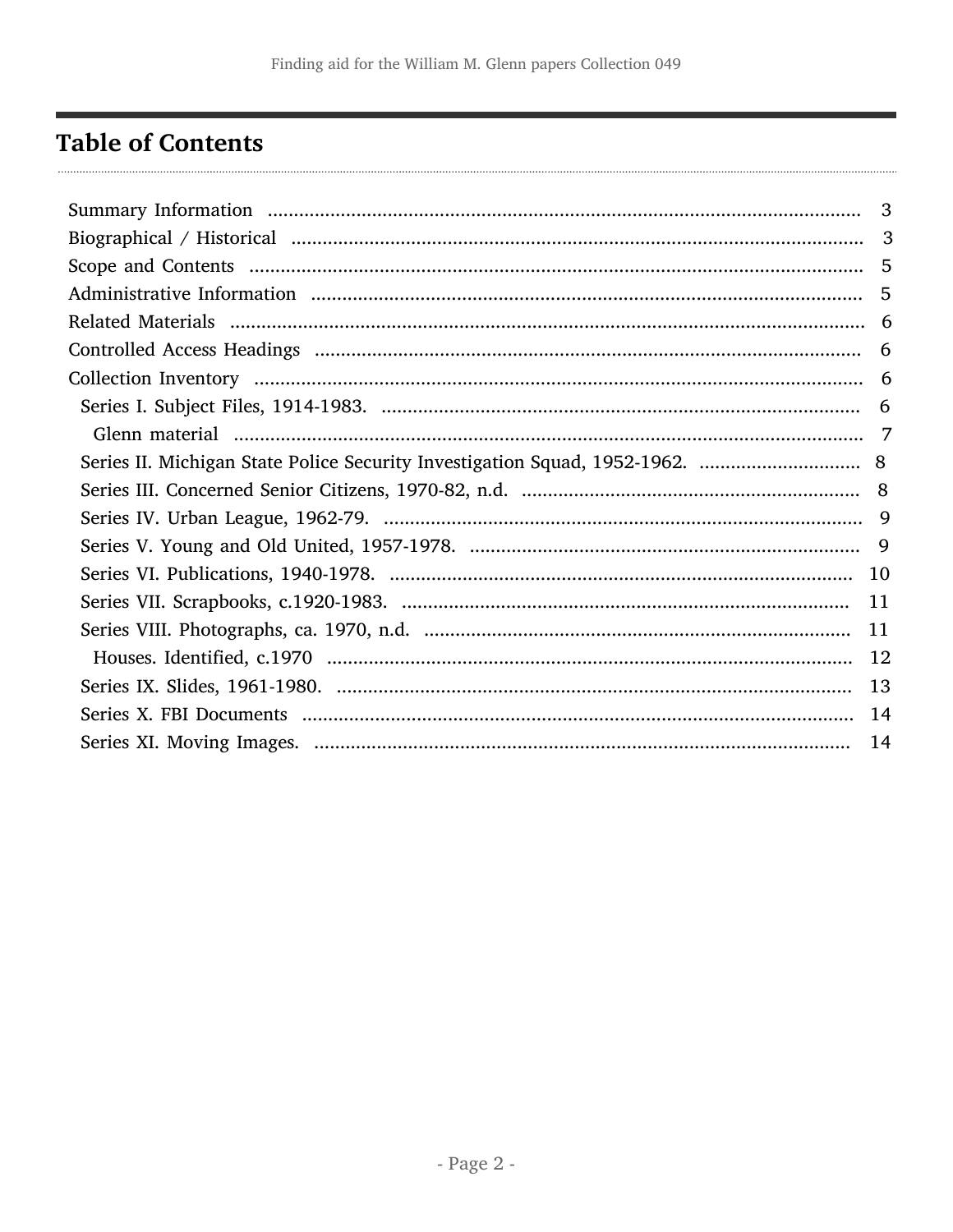## Table of Contents

- Summary Information ... 3
- Biographical / Historical ... 3
- Scope and Contents ... 5
- Administrative Information ... 5
- Related Materials ... 6
- Controlled Access Headings ... 6
- Collection Inventory ... 6
  - Series I. Subject Files, 1914-1983. ... 6
    - Glenn material ... 7
  - Series II. Michigan State Police Security Investigation Squad, 1952-1962. ... 8
  - Series III. Concerned Senior Citizens, 1970-82, n.d. ... 8
  - Series IV. Urban League, 1962-79. ... 9
  - Series V. Young and Old United, 1957-1978. ... 9
  - Series VI. Publications, 1940-1978. ... 10
  - Series VII. Scrapbooks, c.1920-1983. ... 11
  - Series VIII. Photographs, ca. 1970, n.d. ... 11
    - Houses. Identified, c.1970 ... 12
  - Series IX. Slides, 1961-1980. ... 13
  - Series X. FBI Documents ... 14
  - Series XI. Moving Images. ... 14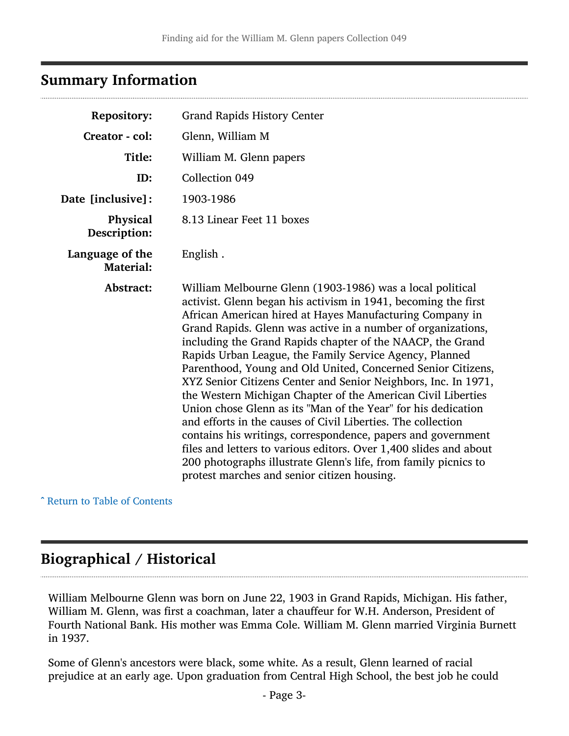## Summary Information

| | |
|---|---|
| **Repository:** | Grand Rapids History Center |
| **Creator - col:** | Glenn, William M |
| **Title:** | William M. Glenn papers |
| **ID:** | Collection 049 |
| **Date [inclusive]:** | 1903-1986 |
| **Physical Description:** | 8.13 Linear Feet 11 boxes |
| **Language of the Material:** | English . |
| **Abstract:** | William Melbourne Glenn (1903-1986) was a local political activist. Glenn began his activism in 1941, becoming the first African American hired at Hayes Manufacturing Company in Grand Rapids. Glenn was active in a number of organizations, including the Grand Rapids chapter of the NAACP, the Grand Rapids Urban League, the Family Service Agency, Planned Parenthood, Young and Old United, Concerned Senior Citizens, XYZ Senior Citizens Center and Senior Neighbors, Inc. In 1971, the Western Michigan Chapter of the American Civil Liberties Union chose Glenn as its "Man of the Year" for his dedication and efforts in the causes of Civil Liberties. The collection contains his writings, correspondence, papers and government files and letters to various editors. Over 1,400 slides and about 200 photographs illustrate Glenn's life, from family picnics to protest marches and senior citizen housing. |

ˆ Return to Table of Contents

## Biographical / Historical

William Melbourne Glenn was born on June 22, 1903 in Grand Rapids, Michigan. His father, William M. Glenn, was first a coachman, later a chauffeur for W.H. Anderson, President of Fourth National Bank. His mother was Emma Cole. William M. Glenn married Virginia Burnett in 1937.

Some of Glenn's ancestors were black, some white. As a result, Glenn learned of racial prejudice at an early age. Upon graduation from Central High School, the best job he could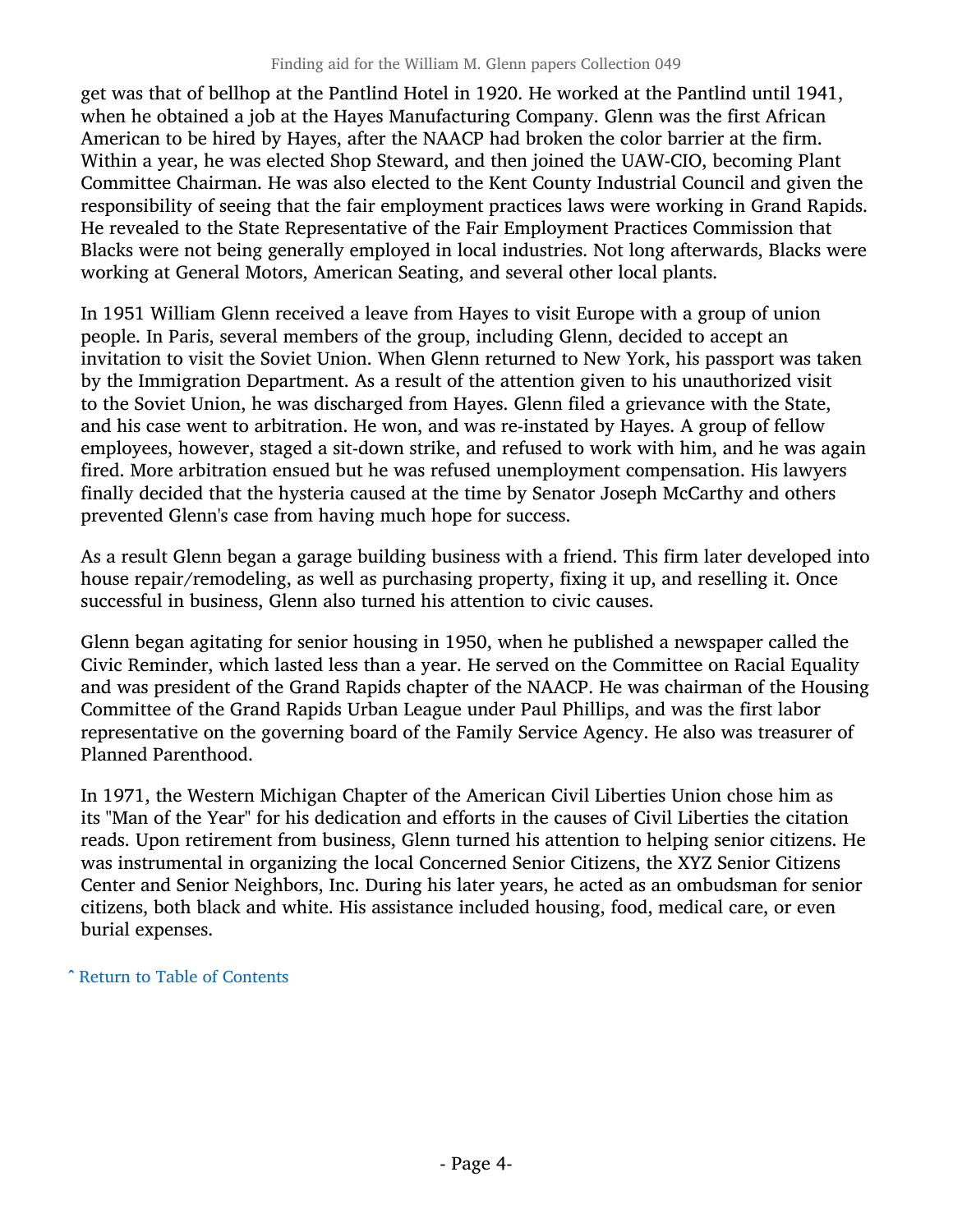get was that of bellhop at the Pantlind Hotel in 1920. He worked at the Pantlind until 1941, when he obtained a job at the Hayes Manufacturing Company. Glenn was the first African American to be hired by Hayes, after the NAACP had broken the color barrier at the firm. Within a year, he was elected Shop Steward, and then joined the UAW-CIO, becoming Plant Committee Chairman. He was also elected to the Kent County Industrial Council and given the responsibility of seeing that the fair employment practices laws were working in Grand Rapids. He revealed to the State Representative of the Fair Employment Practices Commission that Blacks were not being generally employed in local industries. Not long afterwards, Blacks were working at General Motors, American Seating, and several other local plants.

In 1951 William Glenn received a leave from Hayes to visit Europe with a group of union people. In Paris, several members of the group, including Glenn, decided to accept an invitation to visit the Soviet Union. When Glenn returned to New York, his passport was taken by the Immigration Department. As a result of the attention given to his unauthorized visit to the Soviet Union, he was discharged from Hayes. Glenn filed a grievance with the State, and his case went to arbitration. He won, and was re-instated by Hayes. A group of fellow employees, however, staged a sit-down strike, and refused to work with him, and he was again fired. More arbitration ensued but he was refused unemployment compensation. His lawyers finally decided that the hysteria caused at the time by Senator Joseph McCarthy and others prevented Glenn's case from having much hope for success.

As a result Glenn began a garage building business with a friend. This firm later developed into house repair/remodeling, as well as purchasing property, fixing it up, and reselling it. Once successful in business, Glenn also turned his attention to civic causes.

Glenn began agitating for senior housing in 1950, when he published a newspaper called the Civic Reminder, which lasted less than a year. He served on the Committee on Racial Equality and was president of the Grand Rapids chapter of the NAACP. He was chairman of the Housing Committee of the Grand Rapids Urban League under Paul Phillips, and was the first labor representative on the governing board of the Family Service Agency. He also was treasurer of Planned Parenthood.

In 1971, the Western Michigan Chapter of the American Civil Liberties Union chose him as its "Man of the Year" for his dedication and efforts in the causes of Civil Liberties the citation reads. Upon retirement from business, Glenn turned his attention to helping senior citizens. He was instrumental in organizing the local Concerned Senior Citizens, the XYZ Senior Citizens Center and Senior Neighbors, Inc. During his later years, he acted as an ombudsman for senior citizens, both black and white. His assistance included housing, food, medical care, or even burial expenses.

ˆ Return to Table of Contents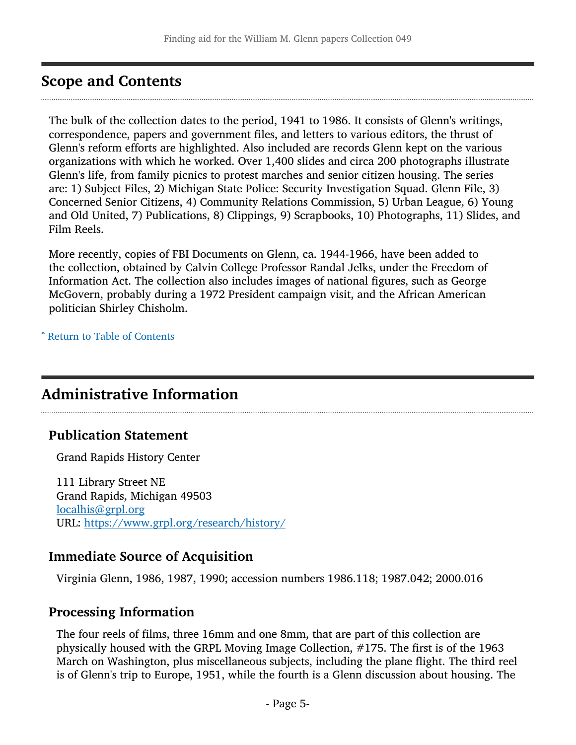## Scope and Contents

The bulk of the collection dates to the period, 1941 to 1986. It consists of Glenn's writings, correspondence, papers and government files, and letters to various editors, the thrust of Glenn's reform efforts are highlighted. Also included are records Glenn kept on the various organizations with which he worked. Over 1,400 slides and circa 200 photographs illustrate Glenn's life, from family picnics to protest marches and senior citizen housing. The series are: 1) Subject Files, 2) Michigan State Police: Security Investigation Squad. Glenn File, 3) Concerned Senior Citizens, 4) Community Relations Commission, 5) Urban League, 6) Young and Old United, 7) Publications, 8) Clippings, 9) Scrapbooks, 10) Photographs, 11) Slides, and Film Reels.

More recently, copies of FBI Documents on Glenn, ca. 1944-1966, have been added to the collection, obtained by Calvin College Professor Randal Jelks, under the Freedom of Information Act. The collection also includes images of national figures, such as George McGovern, probably during a 1972 President campaign visit, and the African American politician Shirley Chisholm.

ˆ Return to Table of Contents

## Administrative Information

### Publication Statement

Grand Rapids History Center

111 Library Street NE
Grand Rapids, Michigan 49503
localhis@grpl.org
URL: https://www.grpl.org/research/history/

### Immediate Source of Acquisition

Virginia Glenn, 1986, 1987, 1990; accession numbers 1986.118; 1987.042; 2000.016

### Processing Information

The four reels of films, three 16mm and one 8mm, that are part of this collection are physically housed with the GRPL Moving Image Collection, #175. The first is of the 1963 March on Washington, plus miscellaneous subjects, including the plane flight. The third reel is of Glenn's trip to Europe, 1951, while the fourth is a Glenn discussion about housing. The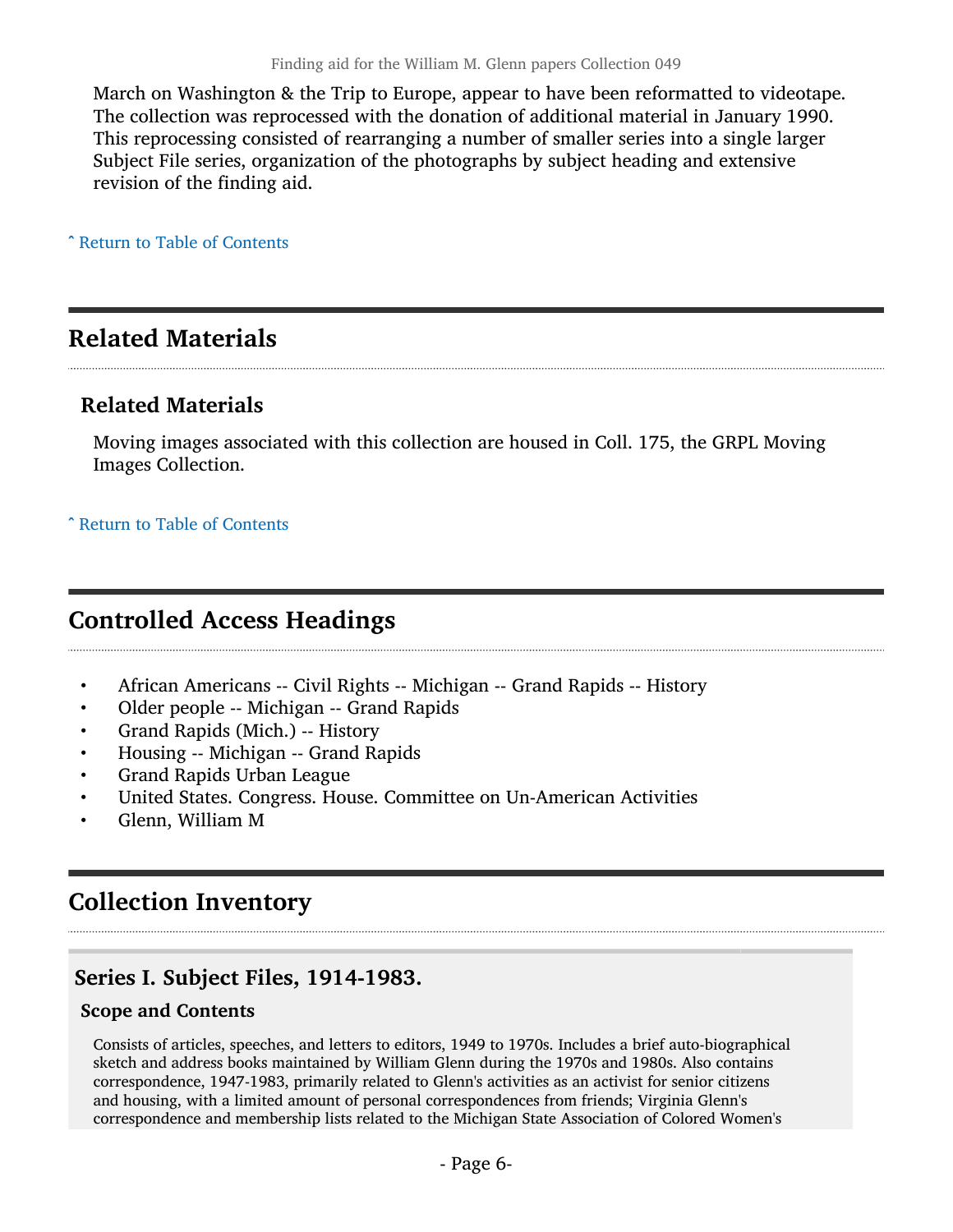March on Washington & the Trip to Europe, appear to have been reformatted to videotape. The collection was reprocessed with the donation of additional material in January 1990. This reprocessing consisted of rearranging a number of smaller series into a single larger Subject File series, organization of the photographs by subject heading and extensive revision of the finding aid.

ˆ Return to Table of Contents

## Related Materials

### Related Materials

Moving images associated with this collection are housed in Coll. 175, the GRPL Moving Images Collection.

ˆ Return to Table of Contents

## Controlled Access Headings

- African Americans -- Civil Rights -- Michigan -- Grand Rapids -- History
- Older people -- Michigan -- Grand Rapids
- Grand Rapids (Mich.) -- History
- Housing -- Michigan -- Grand Rapids
- Grand Rapids Urban League
- United States. Congress. House. Committee on Un-American Activities
- Glenn, William M

## Collection Inventory

### Series I. Subject Files, 1914-1983.

#### Scope and Contents

Consists of articles, speeches, and letters to editors, 1949 to 1970s. Includes a brief auto-biographical sketch and address books maintained by William Glenn during the 1970s and 1980s. Also contains correspondence, 1947-1983, primarily related to Glenn's activities as an activist for senior citizens and housing, with a limited amount of personal correspondences from friends; Virginia Glenn's correspondence and membership lists related to the Michigan State Association of Colored Women's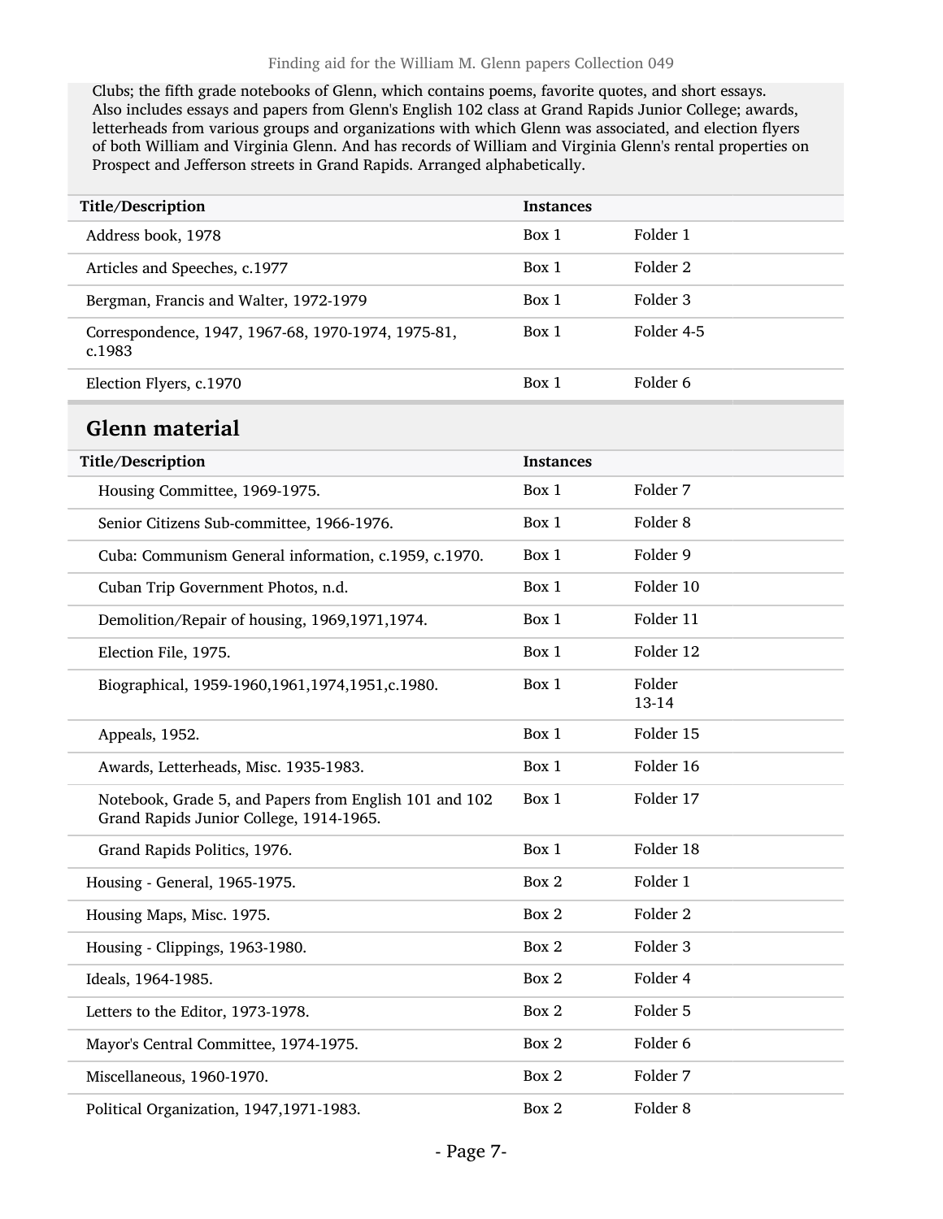Clubs; the fifth grade notebooks of Glenn, which contains poems, favorite quotes, and short essays. Also includes essays and papers from Glenn's English 102 class at Grand Rapids Junior College; awards, letterheads from various groups and organizations with which Glenn was associated, and election flyers of both William and Virginia Glenn. And has records of William and Virginia Glenn's rental properties on Prospect and Jefferson streets in Grand Rapids. Arranged alphabetically.

| Title/Description | Instances | |
|---|---|---|
| Address book, 1978 | Box 1 | Folder 1 |
| Articles and Speeches, c.1977 | Box 1 | Folder 2 |
| Bergman, Francis and Walter, 1972-1979 | Box 1 | Folder 3 |
| Correspondence, 1947, 1967-68, 1970-1974, 1975-81, c.1983 | Box 1 | Folder 4-5 |
| Election Flyers, c.1970 | Box 1 | Folder 6 |

## Glenn material

| Title/Description | Instances | |
|---|---|---|
| Housing Committee, 1969-1975. | Box 1 | Folder 7 |
| Senior Citizens Sub-committee, 1966-1976. | Box 1 | Folder 8 |
| Cuba: Communism General information, c.1959, c.1970. | Box 1 | Folder 9 |
| Cuban Trip Government Photos, n.d. | Box 1 | Folder 10 |
| Demolition/Repair of housing, 1969,1971,1974. | Box 1 | Folder 11 |
| Election File, 1975. | Box 1 | Folder 12 |
| Biographical, 1959-1960,1961,1974,1951,c.1980. | Box 1 | Folder 13-14 |
| Appeals, 1952. | Box 1 | Folder 15 |
| Awards, Letterheads, Misc. 1935-1983. | Box 1 | Folder 16 |
| Notebook, Grade 5, and Papers from English 101 and 102 Grand Rapids Junior College, 1914-1965. | Box 1 | Folder 17 |
| Grand Rapids Politics, 1976. | Box 1 | Folder 18 |
| Housing - General, 1965-1975. | Box 2 | Folder 1 |
| Housing Maps, Misc. 1975. | Box 2 | Folder 2 |
| Housing - Clippings, 1963-1980. | Box 2 | Folder 3 |
| Ideals, 1964-1985. | Box 2 | Folder 4 |
| Letters to the Editor, 1973-1978. | Box 2 | Folder 5 |
| Mayor's Central Committee, 1974-1975. | Box 2 | Folder 6 |
| Miscellaneous, 1960-1970. | Box 2 | Folder 7 |
| Political Organization, 1947,1971-1983. | Box 2 | Folder 8 |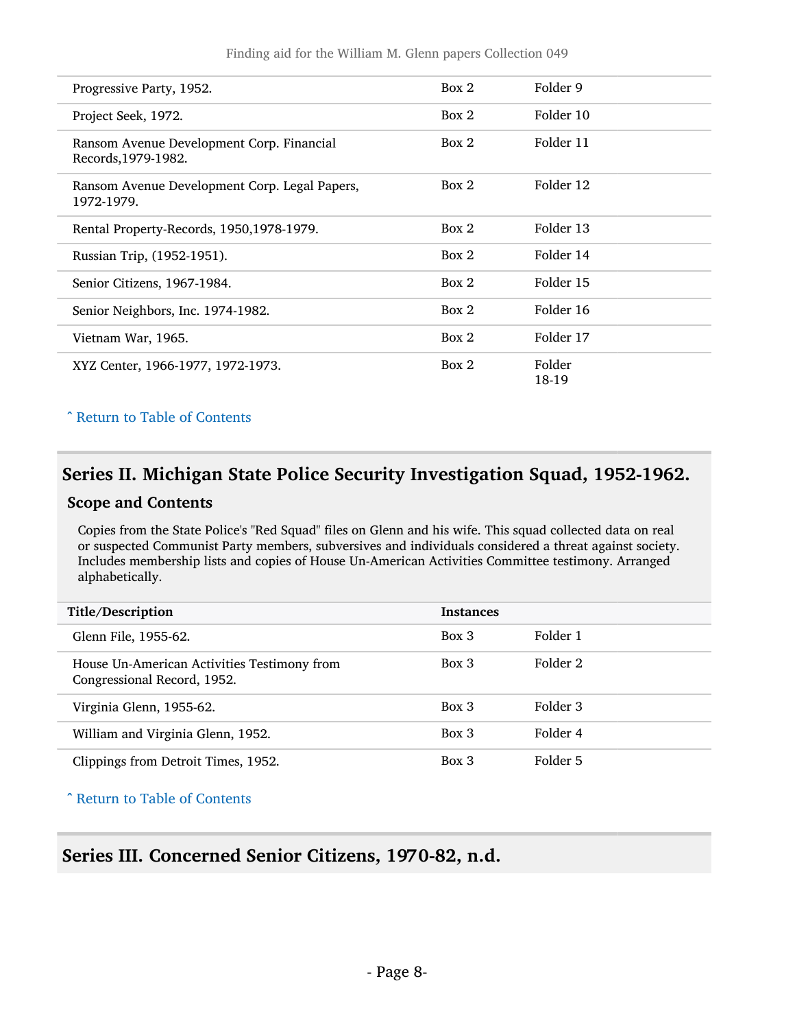| | | |
|---|---|---|
| Progressive Party, 1952. | Box 2 | Folder 9 |
| Project Seek, 1972. | Box 2 | Folder 10 |
| Ransom Avenue Development Corp. Financial Records,1979-1982. | Box 2 | Folder 11 |
| Ransom Avenue Development Corp. Legal Papers, 1972-1979. | Box 2 | Folder 12 |
| Rental Property-Records, 1950,1978-1979. | Box 2 | Folder 13 |
| Russian Trip, (1952-1951). | Box 2 | Folder 14 |
| Senior Citizens, 1967-1984. | Box 2 | Folder 15 |
| Senior Neighbors, Inc. 1974-1982. | Box 2 | Folder 16 |
| Vietnam War, 1965. | Box 2 | Folder 17 |
| XYZ Center, 1966-1977, 1972-1973. | Box 2 | Folder 18-19 |

ˆ Return to Table of Contents

## Series II. Michigan State Police Security Investigation Squad, 1952-1962.

### Scope and Contents

Copies from the State Police's "Red Squad" files on Glenn and his wife. This squad collected data on real or suspected Communist Party members, subversives and individuals considered a threat against society. Includes membership lists and copies of House Un-American Activities Committee testimony. Arranged alphabetically.

| Title/Description | Instances | |
|---|---|---|
| Glenn File, 1955-62. | Box 3 | Folder 1 |
| House Un-American Activities Testimony from Congressional Record, 1952. | Box 3 | Folder 2 |
| Virginia Glenn, 1955-62. | Box 3 | Folder 3 |
| William and Virginia Glenn, 1952. | Box 3 | Folder 4 |
| Clippings from Detroit Times, 1952. | Box 3 | Folder 5 |

ˆ Return to Table of Contents

## Series III. Concerned Senior Citizens, 1970-82, n.d.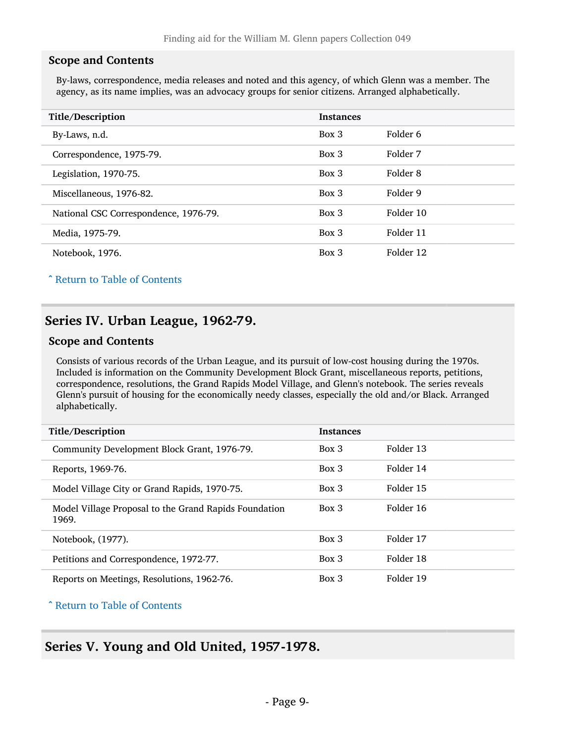### Scope and Contents

By-laws, correspondence, media releases and noted and this agency, of which Glenn was a member. The agency, as its name implies, was an advocacy groups for senior citizens. Arranged alphabetically.

| Title/Description | Instances | |
|---|---|---|
| By-Laws, n.d. | Box 3 | Folder 6 |
| Correspondence, 1975-79. | Box 3 | Folder 7 |
| Legislation, 1970-75. | Box 3 | Folder 8 |
| Miscellaneous, 1976-82. | Box 3 | Folder 9 |
| National CSC Correspondence, 1976-79. | Box 3 | Folder 10 |
| Media, 1975-79. | Box 3 | Folder 11 |
| Notebook, 1976. | Box 3 | Folder 12 |

ˆ Return to Table of Contents

## Series IV. Urban League, 1962-79.

### Scope and Contents

Consists of various records of the Urban League, and its pursuit of low-cost housing during the 1970s. Included is information on the Community Development Block Grant, miscellaneous reports, petitions, correspondence, resolutions, the Grand Rapids Model Village, and Glenn's notebook. The series reveals Glenn's pursuit of housing for the economically needy classes, especially the old and/or Black. Arranged alphabetically.

| Title/Description | Instances | |
|---|---|---|
| Community Development Block Grant, 1976-79. | Box 3 | Folder 13 |
| Reports, 1969-76. | Box 3 | Folder 14 |
| Model Village City or Grand Rapids, 1970-75. | Box 3 | Folder 15 |
| Model Village Proposal to the Grand Rapids Foundation 1969. | Box 3 | Folder 16 |
| Notebook, (1977). | Box 3 | Folder 17 |
| Petitions and Correspondence, 1972-77. | Box 3 | Folder 18 |
| Reports on Meetings, Resolutions, 1962-76. | Box 3 | Folder 19 |

ˆ Return to Table of Contents

## Series V. Young and Old United, 1957-1978.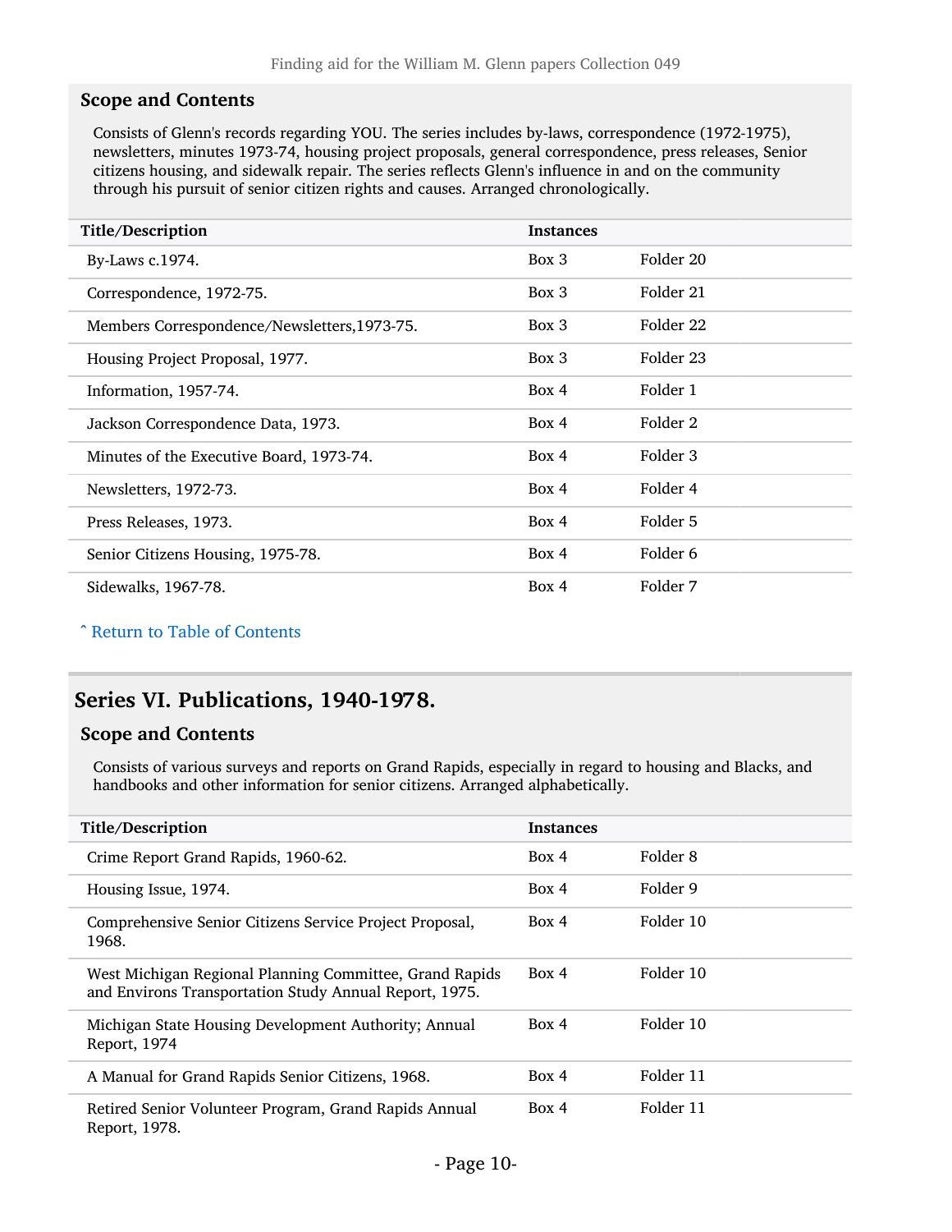### Scope and Contents

Consists of Glenn's records regarding YOU. The series includes by-laws, correspondence (1972-1975), newsletters, minutes 1973-74, housing project proposals, general correspondence, press releases, Senior citizens housing, and sidewalk repair. The series reflects Glenn's influence in and on the community through his pursuit of senior citizen rights and causes. Arranged chronologically.

| Title/Description | Instances | |
|---|---|---|
| By-Laws c.1974. | Box 3 | Folder 20 |
| Correspondence, 1972-75. | Box 3 | Folder 21 |
| Members Correspondence/Newsletters,1973-75. | Box 3 | Folder 22 |
| Housing Project Proposal, 1977. | Box 3 | Folder 23 |
| Information, 1957-74. | Box 4 | Folder 1 |
| Jackson Correspondence Data, 1973. | Box 4 | Folder 2 |
| Minutes of the Executive Board, 1973-74. | Box 4 | Folder 3 |
| Newsletters, 1972-73. | Box 4 | Folder 4 |
| Press Releases, 1973. | Box 4 | Folder 5 |
| Senior Citizens Housing, 1975-78. | Box 4 | Folder 6 |
| Sidewalks, 1967-78. | Box 4 | Folder 7 |

ˆ Return to Table of Contents

## Series VI. Publications, 1940-1978.

### Scope and Contents

Consists of various surveys and reports on Grand Rapids, especially in regard to housing and Blacks, and handbooks and other information for senior citizens. Arranged alphabetically.

| Title/Description | Instances | |
|---|---|---|
| Crime Report Grand Rapids, 1960-62. | Box 4 | Folder 8 |
| Housing Issue, 1974. | Box 4 | Folder 9 |
| Comprehensive Senior Citizens Service Project Proposal, 1968. | Box 4 | Folder 10 |
| West Michigan Regional Planning Committee, Grand Rapids and Environs Transportation Study Annual Report, 1975. | Box 4 | Folder 10 |
| Michigan State Housing Development Authority; Annual Report, 1974 | Box 4 | Folder 10 |
| A Manual for Grand Rapids Senior Citizens, 1968. | Box 4 | Folder 11 |
| Retired Senior Volunteer Program, Grand Rapids Annual Report, 1978. | Box 4 | Folder 11 |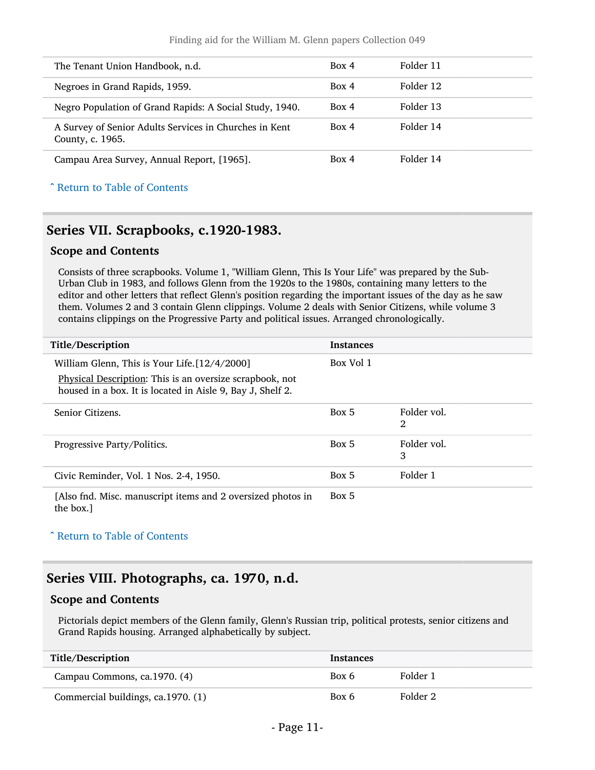| | | |
|---|---|---|
| The Tenant Union Handbook, n.d. | Box 4 | Folder 11 |
| Negroes in Grand Rapids, 1959. | Box 4 | Folder 12 |
| Negro Population of Grand Rapids: A Social Study, 1940. | Box 4 | Folder 13 |
| A Survey of Senior Adults Services in Churches in Kent County, c. 1965. | Box 4 | Folder 14 |
| Campau Area Survey, Annual Report, [1965]. | Box 4 | Folder 14 |

ˆ Return to Table of Contents

## Series VII. Scrapbooks, c.1920-1983.

### Scope and Contents

Consists of three scrapbooks. Volume 1, "William Glenn, This Is Your Life" was prepared by the Sub-Urban Club in 1983, and follows Glenn from the 1920s to the 1980s, containing many letters to the editor and other letters that reflect Glenn's position regarding the important issues of the day as he saw them. Volumes 2 and 3 contain Glenn clippings. Volume 2 deals with Senior Citizens, while volume 3 contains clippings on the Progressive Party and political issues. Arranged chronologically.

| Title/Description | Instances | |
|---|---|---|
| William Glenn, This is Your Life.[12/4/2000]<br>Physical Description: This is an oversize scrapbook, not housed in a box. It is located in Aisle 9, Bay J, Shelf 2. | Box Vol 1 | |
| Senior Citizens. | Box 5 | Folder vol. 2 |
| Progressive Party/Politics. | Box 5 | Folder vol. 3 |
| Civic Reminder, Vol. 1 Nos. 2-4, 1950. | Box 5 | Folder 1 |
| [Also fnd. Misc. manuscript items and 2 oversized photos in the box.] | Box 5 | |

ˆ Return to Table of Contents

## Series VIII. Photographs, ca. 1970, n.d.

### Scope and Contents

Pictorials depict members of the Glenn family, Glenn's Russian trip, political protests, senior citizens and Grand Rapids housing. Arranged alphabetically by subject.

| Title/Description | Instances | |
|---|---|---|
| Campau Commons, ca.1970. (4) | Box 6 | Folder 1 |
| Commercial buildings, ca.1970. (1) | Box 6 | Folder 2 |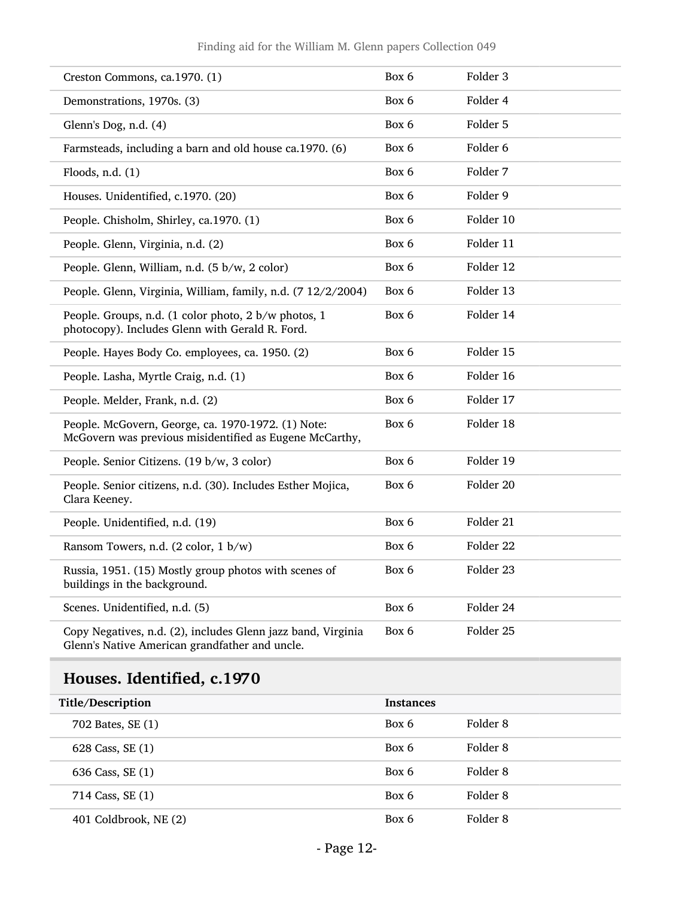| | | |
|---|---|---|
| Creston Commons, ca.1970. (1) | Box 6 | Folder 3 |
| Demonstrations, 1970s. (3) | Box 6 | Folder 4 |
| Glenn's Dog, n.d. (4) | Box 6 | Folder 5 |
| Farmsteads, including a barn and old house ca.1970. (6) | Box 6 | Folder 6 |
| Floods, n.d. (1) | Box 6 | Folder 7 |
| Houses. Unidentified, c.1970. (20) | Box 6 | Folder 9 |
| People. Chisholm, Shirley, ca.1970. (1) | Box 6 | Folder 10 |
| People. Glenn, Virginia, n.d. (2) | Box 6 | Folder 11 |
| People. Glenn, William, n.d. (5 b/w, 2 color) | Box 6 | Folder 12 |
| People. Glenn, Virginia, William, family, n.d. (7 12/2/2004) | Box 6 | Folder 13 |
| People. Groups, n.d. (1 color photo, 2 b/w photos, 1 photocopy). Includes Glenn with Gerald R. Ford. | Box 6 | Folder 14 |
| People. Hayes Body Co. employees, ca. 1950. (2) | Box 6 | Folder 15 |
| People. Lasha, Myrtle Craig, n.d. (1) | Box 6 | Folder 16 |
| People. Melder, Frank, n.d. (2) | Box 6 | Folder 17 |
| People. McGovern, George, ca. 1970-1972. (1) Note: McGovern was previous misidentified as Eugene McCarthy, | Box 6 | Folder 18 |
| People. Senior Citizens. (19 b/w, 3 color) | Box 6 | Folder 19 |
| People. Senior citizens, n.d. (30). Includes Esther Mojica, Clara Keeney. | Box 6 | Folder 20 |
| People. Unidentified, n.d. (19) | Box 6 | Folder 21 |
| Ransom Towers, n.d. (2 color, 1 b/w) | Box 6 | Folder 22 |
| Russia, 1951. (15) Mostly group photos with scenes of buildings in the background. | Box 6 | Folder 23 |
| Scenes. Unidentified, n.d. (5) | Box 6 | Folder 24 |
| Copy Negatives, n.d. (2), includes Glenn jazz band, Virginia Glenn's Native American grandfather and uncle. | Box 6 | Folder 25 |

## Houses. Identified, c.1970

| Title/Description | Instances | |
|---|---|---|
| 702 Bates, SE (1) | Box 6 | Folder 8 |
| 628 Cass, SE (1) | Box 6 | Folder 8 |
| 636 Cass, SE (1) | Box 6 | Folder 8 |
| 714 Cass, SE (1) | Box 6 | Folder 8 |
| 401 Coldbrook, NE (2) | Box 6 | Folder 8 |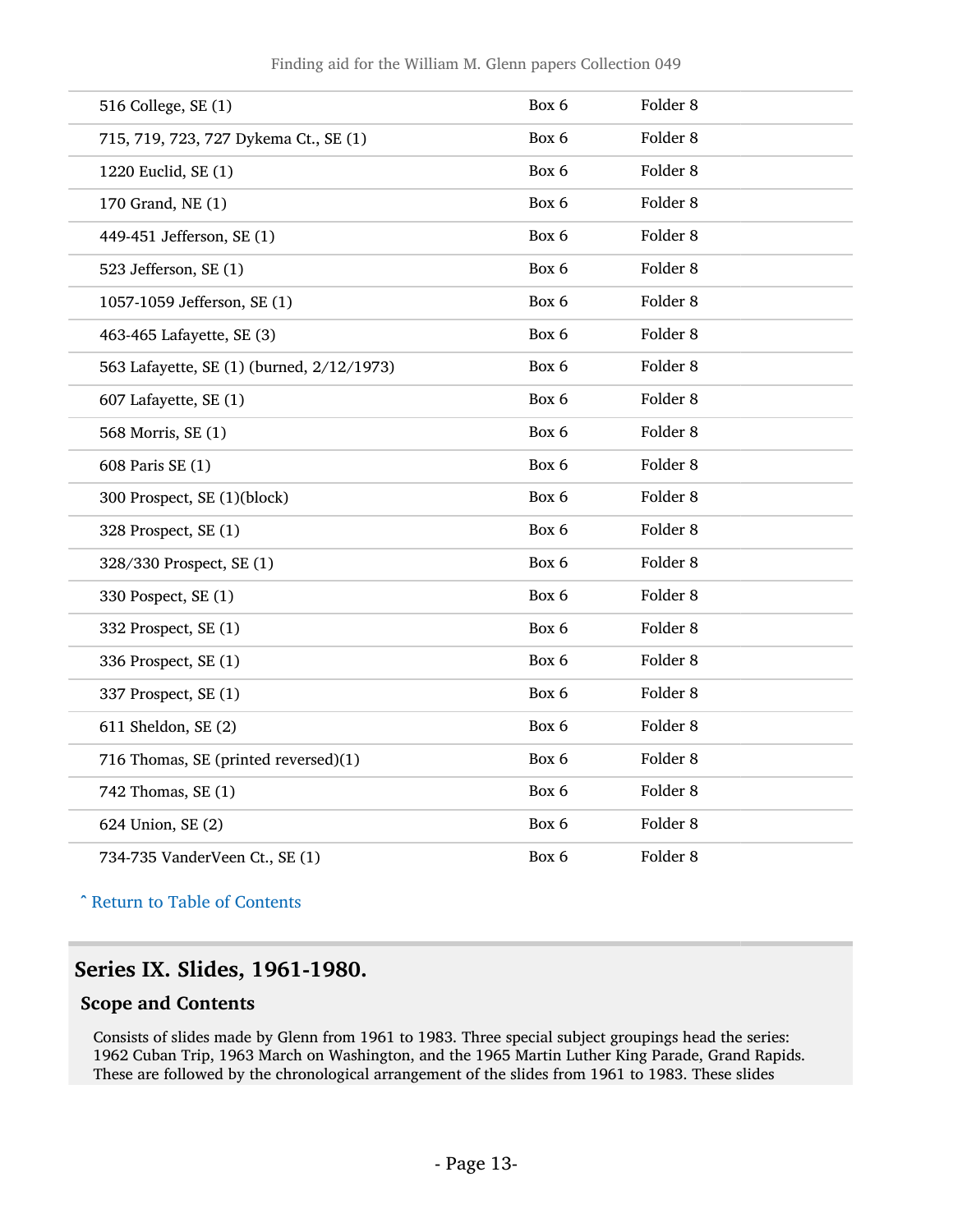| | | |
|---|---|---|
| 516 College, SE (1) | Box 6 | Folder 8 |
| 715, 719, 723, 727 Dykema Ct., SE (1) | Box 6 | Folder 8 |
| 1220 Euclid, SE (1) | Box 6 | Folder 8 |
| 170 Grand, NE (1) | Box 6 | Folder 8 |
| 449-451 Jefferson, SE (1) | Box 6 | Folder 8 |
| 523 Jefferson, SE (1) | Box 6 | Folder 8 |
| 1057-1059 Jefferson, SE (1) | Box 6 | Folder 8 |
| 463-465 Lafayette, SE (3) | Box 6 | Folder 8 |
| 563 Lafayette, SE (1) (burned, 2/12/1973) | Box 6 | Folder 8 |
| 607 Lafayette, SE (1) | Box 6 | Folder 8 |
| 568 Morris, SE (1) | Box 6 | Folder 8 |
| 608 Paris SE (1) | Box 6 | Folder 8 |
| 300 Prospect, SE (1)(block) | Box 6 | Folder 8 |
| 328 Prospect, SE (1) | Box 6 | Folder 8 |
| 328/330 Prospect, SE (1) | Box 6 | Folder 8 |
| 330 Pospect, SE (1) | Box 6 | Folder 8 |
| 332 Prospect, SE (1) | Box 6 | Folder 8 |
| 336 Prospect, SE (1) | Box 6 | Folder 8 |
| 337 Prospect, SE (1) | Box 6 | Folder 8 |
| 611 Sheldon, SE (2) | Box 6 | Folder 8 |
| 716 Thomas, SE (printed reversed)(1) | Box 6 | Folder 8 |
| 742 Thomas, SE (1) | Box 6 | Folder 8 |
| 624 Union, SE (2) | Box 6 | Folder 8 |
| 734-735 VanderVeen Ct., SE (1) | Box 6 | Folder 8 |

ˆ Return to Table of Contents

## Series IX. Slides, 1961-1980.

### Scope and Contents

Consists of slides made by Glenn from 1961 to 1983. Three special subject groupings head the series: 1962 Cuban Trip, 1963 March on Washington, and the 1965 Martin Luther King Parade, Grand Rapids. These are followed by the chronological arrangement of the slides from 1961 to 1983. These slides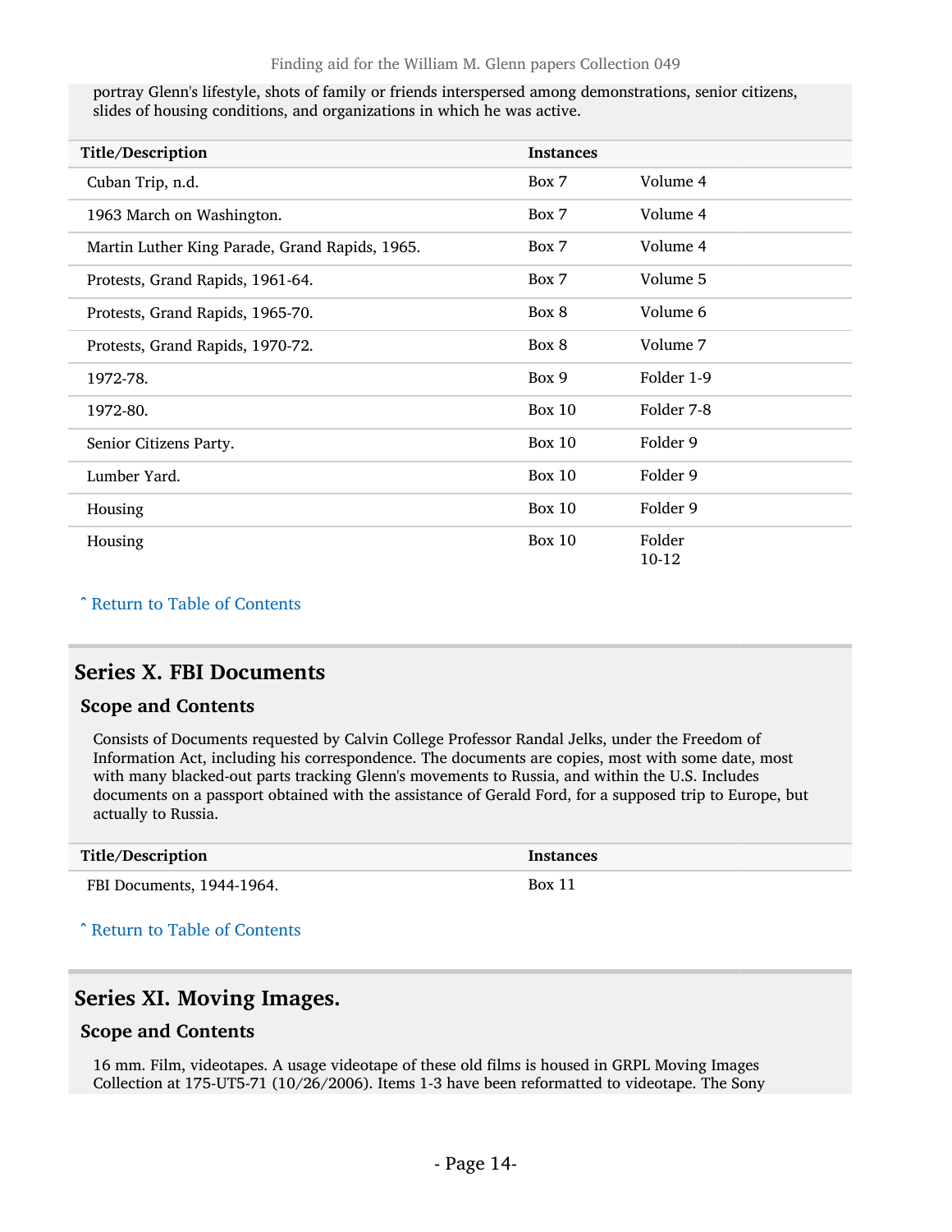portray Glenn's lifestyle, shots of family or friends interspersed among demonstrations, senior citizens, slides of housing conditions, and organizations in which he was active.

| Title/Description | Instances | |
|---|---|---|
| Cuban Trip, n.d. | Box 7 | Volume 4 |
| 1963 March on Washington. | Box 7 | Volume 4 |
| Martin Luther King Parade, Grand Rapids, 1965. | Box 7 | Volume 4 |
| Protests, Grand Rapids, 1961-64. | Box 7 | Volume 5 |
| Protests, Grand Rapids, 1965-70. | Box 8 | Volume 6 |
| Protests, Grand Rapids, 1970-72. | Box 8 | Volume 7 |
| 1972-78. | Box 9 | Folder 1-9 |
| 1972-80. | Box 10 | Folder 7-8 |
| Senior Citizens Party. | Box 10 | Folder 9 |
| Lumber Yard. | Box 10 | Folder 9 |
| Housing | Box 10 | Folder 9 |
| Housing | Box 10 | Folder 10-12 |

ˆ Return to Table of Contents

## Series X. FBI Documents

### Scope and Contents

Consists of Documents requested by Calvin College Professor Randal Jelks, under the Freedom of Information Act, including his correspondence. The documents are copies, most with some date, most with many blacked-out parts tracking Glenn's movements to Russia, and within the U.S. Includes documents on a passport obtained with the assistance of Gerald Ford, for a supposed trip to Europe, but actually to Russia.

| Title/Description | Instances |
|---|---|
| FBI Documents, 1944-1964. | Box 11 |

ˆ Return to Table of Contents

## Series XI. Moving Images.

### Scope and Contents

16 mm. Film, videotapes. A usage videotape of these old films is housed in GRPL Moving Images Collection at 175-UT5-71 (10/26/2006). Items 1-3 have been reformatted to videotape. The Sony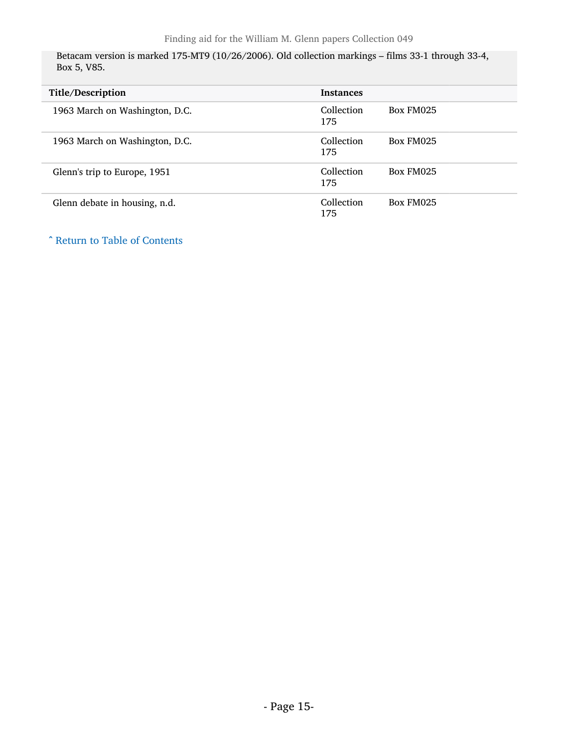Betacam version is marked 175-MT9 (10/26/2006). Old collection markings – films 33-1 through 33-4, Box 5, V85.

| Title/Description | Instances | |
|---|---|---|
| 1963 March on Washington, D.C. | Collection 175 | Box FM025 |
| 1963 March on Washington, D.C. | Collection 175 | Box FM025 |
| Glenn's trip to Europe, 1951 | Collection 175 | Box FM025 |
| Glenn debate in housing, n.d. | Collection 175 | Box FM025 |

ˆ Return to Table of Contents